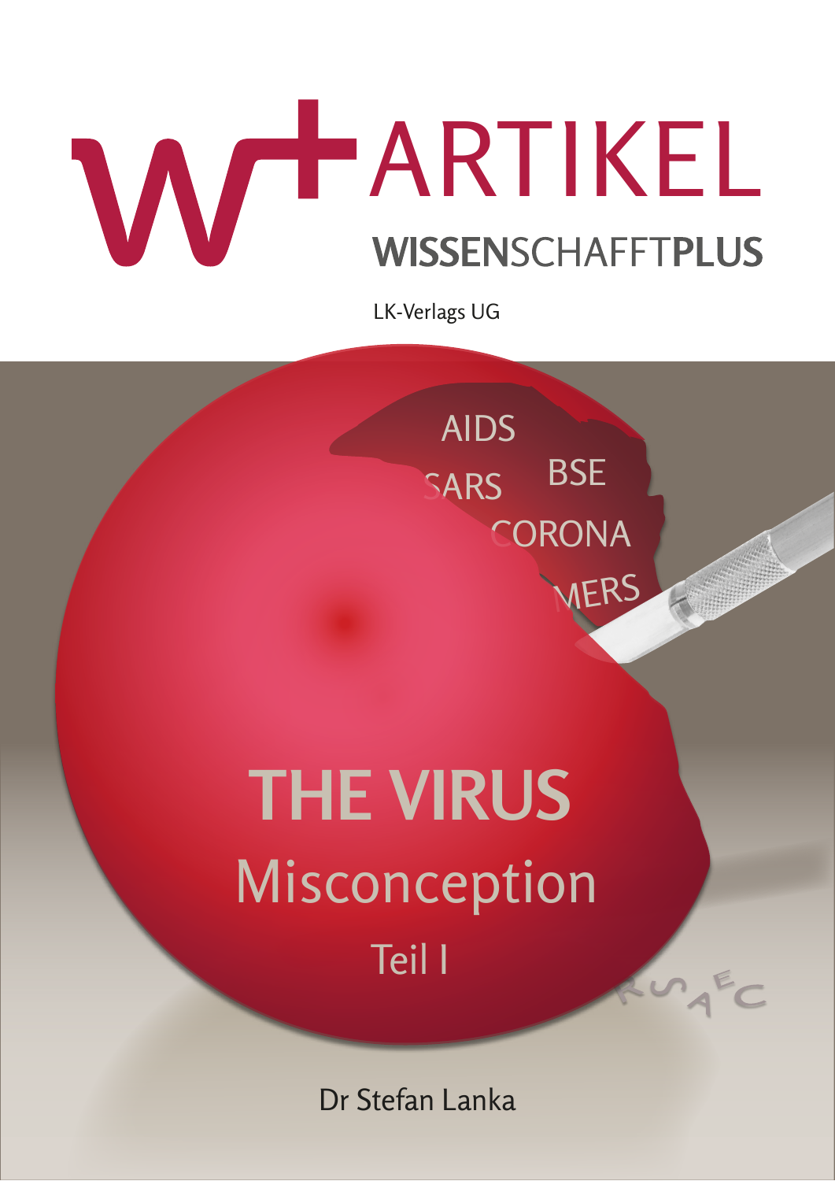# w+ ARTIKEL

**WISSEN**SCHAFFT**PLUS**

LK-Verlags UG

AIDS

SARS BSE

CORONA

MERS

# THE VIRUS

## Misconception

### Teil I

Dr Stefan Lanka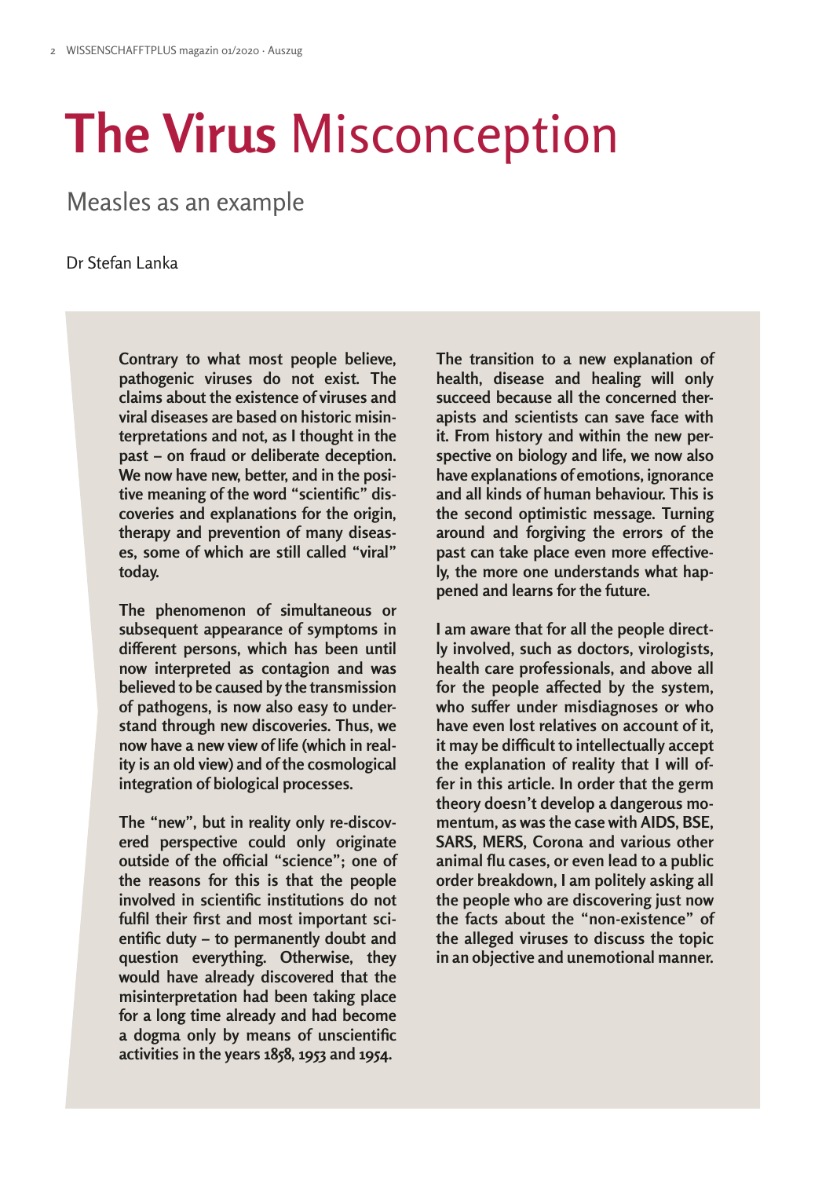# The Virus Misconception

## Measles as an example

Dr Stefan Lanka

**Contrary to what most people believe, pathogenic viruses do not exist. The claims about the existence of viruses and viral diseases are based on historic misinterpretations and not, as I thought in the past – on fraud or deliberate deception. We now have new, better, and in the positive meaning of the word "scientific" discoveries and explanations for the origin, therapy and prevention of many diseases, some of which are still called "viral" today.**

**The phenomenon of simultaneous or subsequent appearance of symptoms in different persons, which has been until now interpreted as contagion and was believed to be caused by the transmission of pathogens, is now also easy to understand through new discoveries. Thus, we now have a new view of life (which in reality is an old view) and of the cosmological integration of biological processes.**

**The "new", but in reality only re-discovered perspective could only originate outside of the official "science"; one of the reasons for this is that the people involved in scientific institutions do not fulfil their first and most important scientific duty – to permanently doubt and question everything. Otherwise, they would have already discovered that the misinterpretation had been taking place for a long time already and had become a dogma only by means of unscientific activities in the years 1858, 1953 and 1954.**

**The transition to a new explanation of health, disease and healing will only succeed because all the concerned therapists and scientists can save face with it. From history and within the new perspective on biology and life, we now also have explanations of emotions, ignorance and all kinds of human behaviour. This is the second optimistic message. Turning around and forgiving the errors of the past can take place even more effectively, the more one understands what happened and learns for the future.**

**I am aware that for all the people directly involved, such as doctors, virologists, health care professionals, and above all for the people affected by the system, who suffer under misdiagnoses or who have even lost relatives on account of it, it may be difficult to intellectually accept the explanation of reality that I will offer in this article. In order that the germ theory doesn't develop a dangerous momentum, as was the case with AIDS, BSE, SARS, MERS, Corona and various other animal flu cases, or even lead to a public order breakdown, I am politely asking all the people who are discovering just now the facts about the "non-existence" of the alleged viruses to discuss the topic in an objective and unemotional manner.**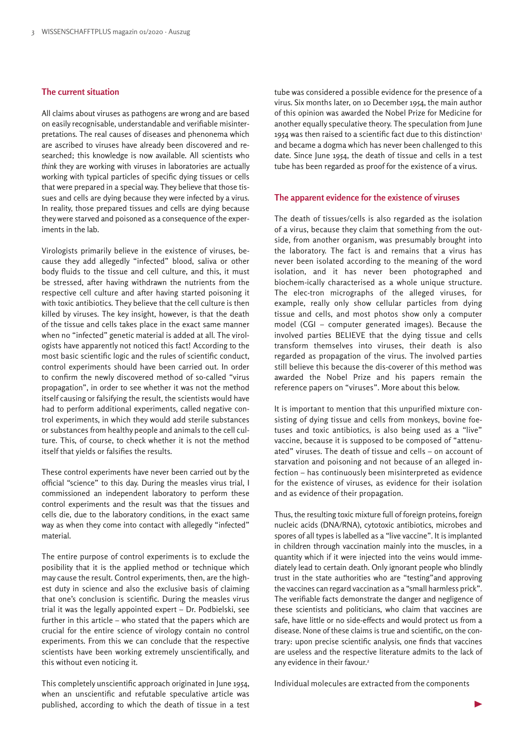## The current situation

All claims about viruses as pathogens are wrong and are based on easily recognisable, understandable and verifiable misinterpretations. The real causes of diseases and phenonema which are ascribed to viruses have already been discovered and researched; this knowledge is now available. All scientists who *think* they are working with viruses in laboratories are actually working with typical particles of specific dying tissues or cells that were prepared in a special way. They believe that those tissues and cells are dying because they were infected by a virus. In reality, those prepared tissues and cells are dying because they were starved and poisoned as a consequence of the experiments in the lab.

Virologists primarily believe in the existence of viruses, because they add allegedly "infected" blood, saliva or other body fluids to the tissue and cell culture, and this, it must be stressed, after having withdrawn the nutrients from the respective cell culture and after having started poisoning it with toxic antibiotics. They believe that the cell culture is then killed by viruses. The key insight, however, is that the death of the tissue and cells takes place in the exact same manner when no "infected" genetic material is added at all. The virologists have apparently not noticed this fact! According to the most basic scientific logic and the rules of scientific conduct, control experiments should have been carried out. In order to confirm the newly discovered method of so-called "virus propagation", in order to see whether it was not the method itself causing or falsifying the result, the scientists would have had to perform additional experiments, called negative control experiments, in which they would add sterile substances or substances from healthy people and animals to the cell culture. This, of course, to check whether it is not the method itself that yields or falsifies the results.

These control experiments have never been carried out by the official "science" to this day. During the measles virus trial, I commissioned an independent laboratory to perform these control experiments and the result was that the tissues and cells die, due to the laboratory conditions, in the exact same way as when they come into contact with allegedly "infected" material.

The entire purpose of control experiments is to exclude the posibility that it is the applied method or technique which may cause the result. Control experiments, then, are the highest duty in science and also the exclusive basis of claiming that one's conclusion is scientific. During the measles virus trial it was the legally appointed expert – Dr. Podbielski, see further in this article – who stated that the papers which are crucial for the entire science of virology contain no control experiments. From this we can conclude that the respective scientists have been working extremely unscientifically, and this without even noticing it.

This completely unscientific approach originated in June 1954, when an unscientific and refutable speculative article was published, according to which the death of tissue in a test tube was considered a possible evidence for the presence of a virus. Six months later, on 10 December 1954, the main author of this opinion was awarded the Nobel Prize for Medicine for another equally speculative theory. The speculation from June 1954 was then raised to a scientific fact due to this distinction[1] and became a dogma which has never been challenged to this date. Since June 1954, the death of tissue and cells in a test tube has been regarded as proof for the existence of a virus.

## The apparent evidence for the existence of viruses

The death of tissues/cells is also regarded as the isolation of a virus, because they claim that something from the outside, from another organism, was presumably brought into the laboratory. The fact is and remains that a virus has never been isolated according to the meaning of the word isolation, and it has never been photographed and biochem-ically characterised as a whole unique structure. The elec-tron micrographs of the alleged viruses, for example, really only show cellular particles from dying tissue and cells, and most photos show only a computer model (CGI – computer generated images). Because the involved parties BELIEVE that the dying tissue and cells transform themselves into viruses, their death is also regarded as propagation of the virus. The involved parties still believe this because the dis-coverer of this method was awarded the Nobel Prize and his papers remain the reference papers on "viruses". More about this below.

It is important to mention that this unpurified mixture consisting of dying tissue and cells from monkeys, bovine foetuses and toxic antibiotics, is also being used as a "live" vaccine, because it is supposed to be composed of "attenuated" viruses. The death of tissue and cells – on account of starvation and poisoning and not because of an alleged infection – has continuously been misinterpreted as evidence for the existence of viruses, as evidence for their isolation and as evidence of their propagation.

Thus, the resulting toxic mixture full of foreign proteins, foreign nucleic acids (DNA/RNA), cytotoxic antibiotics, microbes and spores of all types is labelled as a "live vaccine". It is implanted in children through vaccination mainly into the muscles, in a quantity which if it were injected into the veins would immediately lead to certain death. Only ignorant people who blindly trust in the state authorities who are "testing"and approving the vaccines can regard vaccination as a "small harmless prick". The verifiable facts demonstrate the danger and negligence of these scientists and politicians, who claim that vaccines are safe, have little or no side-effects and would protect us from a disease. None of these claims is true and scientific, on the contrary: upon precise scientific analysis, one finds that vaccines are useless and the respective literature admits to the lack of any evidence in their favour.[2]

Individual molecules are extracted from the components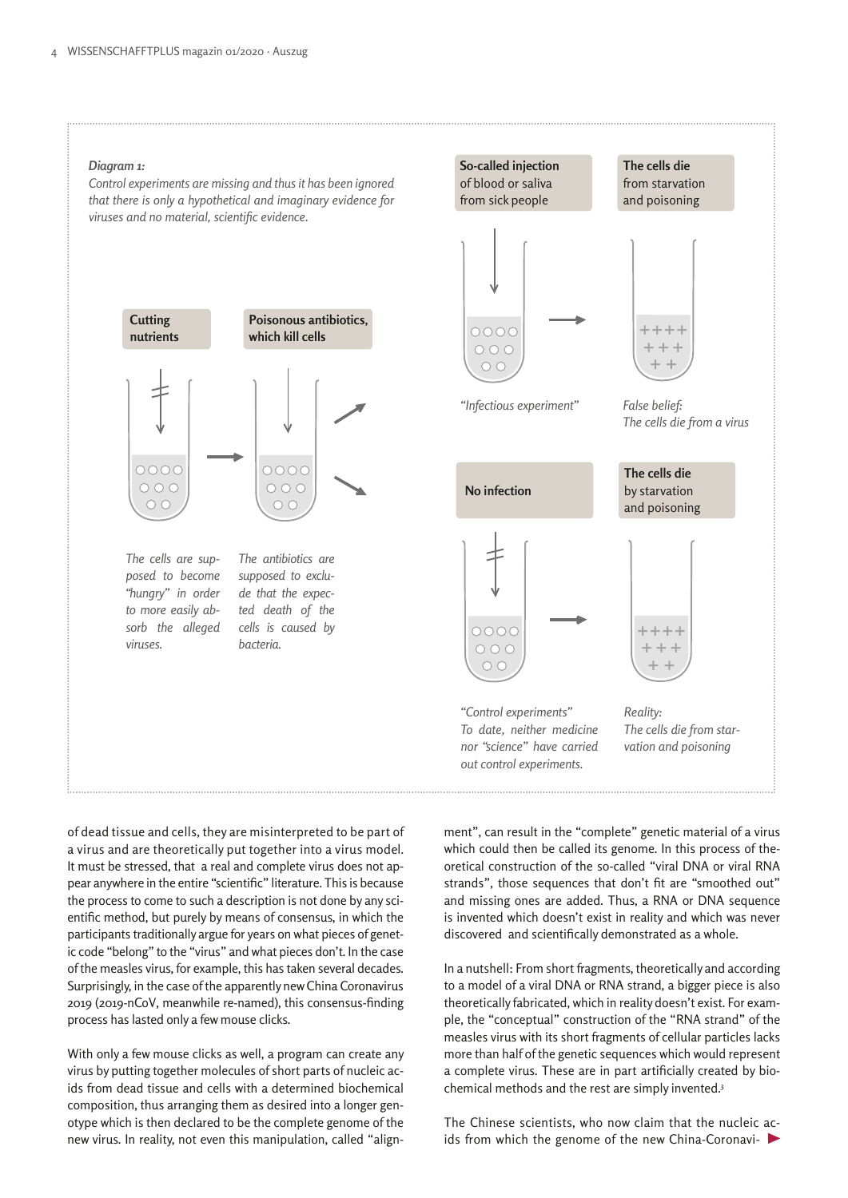*Diagram 1:*
*Control experiments are missing and thus it has been ignored that there is only a hypothetical and imaginary evidence for viruses and no material, scientific evidence.*

**Cutting nutrients**

*The cells are supposed to become "hungry" in order to more easily absorb the alleged viruses.*

**Poisonous antibiotics, which kill cells**

*The antibiotics are supposed to exclude that the expected death of the cells is caused by bacteria.*

**So-called injection** of blood or saliva from sick people

*"Infectious experiment"*

**The cells die** from starvation and poisoning

*False belief: The cells die from a virus*

**No infection**

*"Control experiments" To date, neither medicine nor "science" have carried out control experiments.*

**The cells die** by starvation and poisoning

*Reality: The cells die from starvation and poisoning*

of dead tissue and cells, they are misinterpreted to be part of a virus and are theoretically put together into a virus model. It must be stressed, that a real and complete virus does not appear anywhere in the entire "scientific" literature. This is because the process to come to such a description is not done by any scientific method, but purely by means of consensus, in which the participants traditionally argue for years on what pieces of genetic code "belong" to the "virus" and what pieces don't. In the case of the measles virus, for example, this has taken several decades. Surprisingly, in the case of the apparently new China Coronavirus 2019 (2019-nCoV, meanwhile re-named), this consensus-finding process has lasted only a few mouse clicks.

With only a few mouse clicks as well, a program can create any virus by putting together molecules of short parts of nucleic acids from dead tissue and cells with a determined biochemical composition, thus arranging them as desired into a longer genotype which is then declared to be the complete genome of the new virus. In reality, not even this manipulation, called "alignment", can result in the "complete" genetic material of a virus which could then be called its genome. In this process of theoretical construction of the so-called "viral DNA or viral RNA strands", those sequences that don't fit are "smoothed out" and missing ones are added. Thus, a RNA or DNA sequence is invented which doesn't exist in reality and which was never discovered and scientifically demonstrated as a whole.

In a nutshell: From short fragments, theoretically and according to a model of a viral DNA or RNA strand, a bigger piece is also theoretically fabricated, which in reality doesn't exist. For example, the "conceptual" construction of the "RNA strand" of the measles virus with its short fragments of cellular particles lacks more than half of the genetic sequences which would represent a complete virus. These are in part artificially created by biochemical methods and the rest are simply invented.[3]

The Chinese scientists, who now claim that the nucleic acids from which the genome of the new China-Coronavi- ▶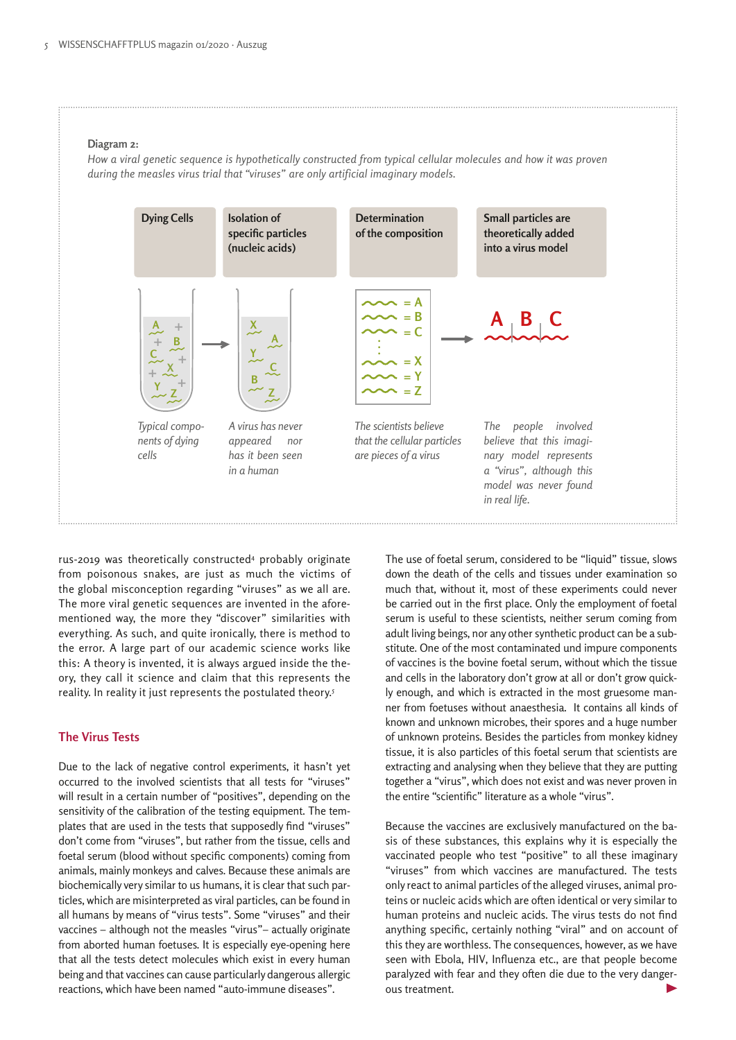**Diagram 2:**
*How a viral genetic sequence is hypothetically constructed from typical cellular molecules and how it was proven during the measles virus trial that "viruses" are only artificial imaginary models.*

Dying Cells

Isolation of specific particles (nucleic acids)

Determination of the composition

Small particles are theoretically added into a virus model

A + B C + X + Y + Z

X A Y C B Z

= A
= B
= C
= X
= Y
= Z

A B C

*Typical components of dying cells*

*A virus has never appeared nor has it been seen in a human*

*The scientists believe that the cellular particles are pieces of a virus*

*The people involved believe that this imaginary model represents a "virus", although this model was never found in real life.*

rus-2019 was theoretically constructed[4] probably originate from poisonous snakes, are just as much the victims of the global misconception regarding "viruses" as we all are. The more viral genetic sequences are invented in the aforementioned way, the more they "discover" similarities with everything. As such, and quite ironically, there is method to the error. A large part of our academic science works like this: A theory is invented, it is always argued inside the theory, they call it science and claim that this represents the reality. In reality it just represents the postulated theory.[5]

## The Virus Tests

Due to the lack of negative control experiments, it hasn't yet occurred to the involved scientists that all tests for "viruses" will result in a certain number of "positives", depending on the sensitivity of the calibration of the testing equipment. The templates that are used in the tests that supposedly find "viruses" don't come from "viruses", but rather from the tissue, cells and foetal serum (blood without specific components) coming from animals, mainly monkeys and calves. Because these animals are biochemically very similar to us humans, it is clear that such particles, which are misinterpreted as viral particles, can be found in all humans by means of "virus tests". Some "viruses" and their vaccines – although not the measles "virus"– actually originate from aborted human foetuses. It is especially eye-opening here that all the tests detect molecules which exist in every human being and that vaccines can cause particularly dangerous allergic reactions, which have been named "auto-immune diseases".

The use of foetal serum, considered to be "liquid" tissue, slows down the death of the cells and tissues under examination so much that, without it, most of these experiments could never be carried out in the first place. Only the employment of foetal serum is useful to these scientists, neither serum coming from adult living beings, nor any other synthetic product can be a substitute. One of the most contaminated und impure components of vaccines is the bovine foetal serum, without which the tissue and cells in the laboratory don't grow at all or don't grow quickly enough, and which is extracted in the most gruesome manner from foetuses without anaesthesia. It contains all kinds of known and unknown microbes, their spores and a huge number of unknown proteins. Besides the particles from monkey kidney tissue, it is also particles of this foetal serum that scientists are extracting and analysing when they believe that they are putting together a "virus", which does not exist and was never proven in the entire "scientific" literature as a whole "virus".

Because the vaccines are exclusively manufactured on the basis of these substances, this explains why it is especially the vaccinated people who test "positive" to all these imaginary "viruses" from which vaccines are manufactured. The tests only react to animal particles of the alleged viruses, animal proteins or nucleic acids which are often identical or very similar to human proteins and nucleic acids. The virus tests do not find anything specific, certainly nothing "viral" and on account of this they are worthless. The consequences, however, as we have seen with Ebola, HIV, Influenza etc., are that people become paralyzed with fear and they often die due to the very dangerous treatment.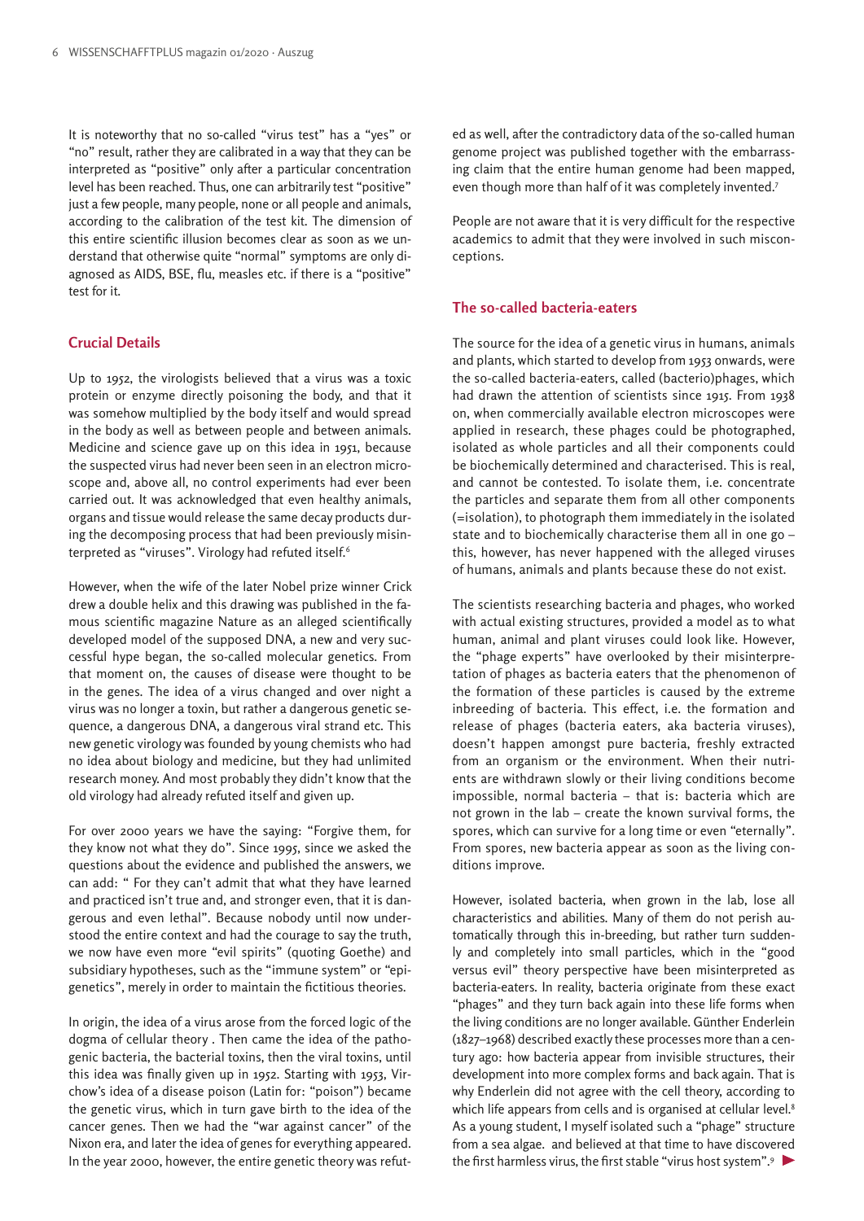It is noteworthy that no so-called "virus test" has a "yes" or "no" result, rather they are calibrated in a way that they can be interpreted as "positive" only after a particular concentration level has been reached. Thus, one can arbitrarily test "positive" just a few people, many people, none or all people and animals, according to the calibration of the test kit. The dimension of this entire scientific illusion becomes clear as soon as we understand that otherwise quite "normal" symptoms are only diagnosed as AIDS, BSE, flu, measles etc. if there is a "positive" test for it.

## Crucial Details

Up to 1952, the virologists believed that a virus was a toxic protein or enzyme directly poisoning the body, and that it was somehow multiplied by the body itself and would spread in the body as well as between people and between animals. Medicine and science gave up on this idea in 1951, because the suspected virus had never been seen in an electron microscope and, above all, no control experiments had ever been carried out. It was acknowledged that even healthy animals, organs and tissue would release the same decay products during the decomposing process that had been previously misinterpreted as "viruses". Virology had refuted itself.[6]

However, when the wife of the later Nobel prize winner Crick drew a double helix and this drawing was published in the famous scientific magazine Nature as an alleged scientifically developed model of the supposed DNA, a new and very successful hype began, the so-called molecular genetics. From that moment on, the causes of disease were thought to be in the genes. The idea of a virus changed and over night a virus was no longer a toxin, but rather a dangerous genetic sequence, a dangerous DNA, a dangerous viral strand etc. This new genetic virology was founded by young chemists who had no idea about biology and medicine, but they had unlimited research money. And most probably they didn't know that the old virology had already refuted itself and given up.

For over 2000 years we have the saying: "Forgive them, for they know not what they do". Since 1995, since we asked the questions about the evidence and published the answers, we can add: " For they can't admit that what they have learned and practiced isn't true and, and stronger even, that it is dangerous and even lethal". Because nobody until now understood the entire context and had the courage to say the truth, we now have even more "evil spirits" (quoting Goethe) and subsidiary hypotheses, such as the "immune system" or "epigenetics", merely in order to maintain the fictitious theories.

In origin, the idea of a virus arose from the forced logic of the dogma of cellular theory . Then came the idea of the pathogenic bacteria, the bacterial toxins, then the viral toxins, until this idea was finally given up in 1952. Starting with 1953, Virchow's idea of a disease poison (Latin for: "poison") became the genetic virus, which in turn gave birth to the idea of the cancer genes. Then we had the "war against cancer" of the Nixon era, and later the idea of genes for everything appeared. In the year 2000, however, the entire genetic theory was refuted as well, after the contradictory data of the so-called human genome project was published together with the embarrassing claim that the entire human genome had been mapped, even though more than half of it was completely invented.[7]

People are not aware that it is very difficult for the respective academics to admit that they were involved in such misconceptions.

## The so-called bacteria-eaters

The source for the idea of a genetic virus in humans, animals and plants, which started to develop from 1953 onwards, were the so-called bacteria-eaters, called (bacterio)phages, which had drawn the attention of scientists since 1915. From 1938 on, when commercially available electron microscopes were applied in research, these phages could be photographed, isolated as whole particles and all their components could be biochemically determined and characterised. This is real, and cannot be contested. To isolate them, i.e. concentrate the particles and separate them from all other components (=isolation), to photograph them immediately in the isolated state and to biochemically characterise them all in one go – this, however, has never happened with the alleged viruses of humans, animals and plants because these do not exist.

The scientists researching bacteria and phages, who worked with actual existing structures, provided a model as to what human, animal and plant viruses could look like. However, the "phage experts" have overlooked by their misinterpretation of phages as bacteria eaters that the phenomenon of the formation of these particles is caused by the extreme inbreeding of bacteria. This effect, i.e. the formation and release of phages (bacteria eaters, aka bacteria viruses), doesn't happen amongst pure bacteria, freshly extracted from an organism or the environment. When their nutrients are withdrawn slowly or their living conditions become impossible, normal bacteria – that is: bacteria which are not grown in the lab – create the known survival forms, the spores, which can survive for a long time or even "eternally". From spores, new bacteria appear as soon as the living conditions improve.

However, isolated bacteria, when grown in the lab, lose all characteristics and abilities. Many of them do not perish automatically through this in-breeding, but rather turn suddenly and completely into small particles, which in the "good versus evil" theory perspective have been misinterpreted as bacteria-eaters. In reality, bacteria originate from these exact "phages" and they turn back again into these life forms when the living conditions are no longer available. Günther Enderlein (1827–1968) described exactly these processes more than a century ago: how bacteria appear from invisible structures, their development into more complex forms and back again. That is why Enderlein did not agree with the cell theory, according to which life appears from cells and is organised at cellular level.[8] As a young student, I myself isolated such a "phage" structure from a sea algae. and believed at that time to have discovered the first harmless virus, the first stable "virus host system".[9]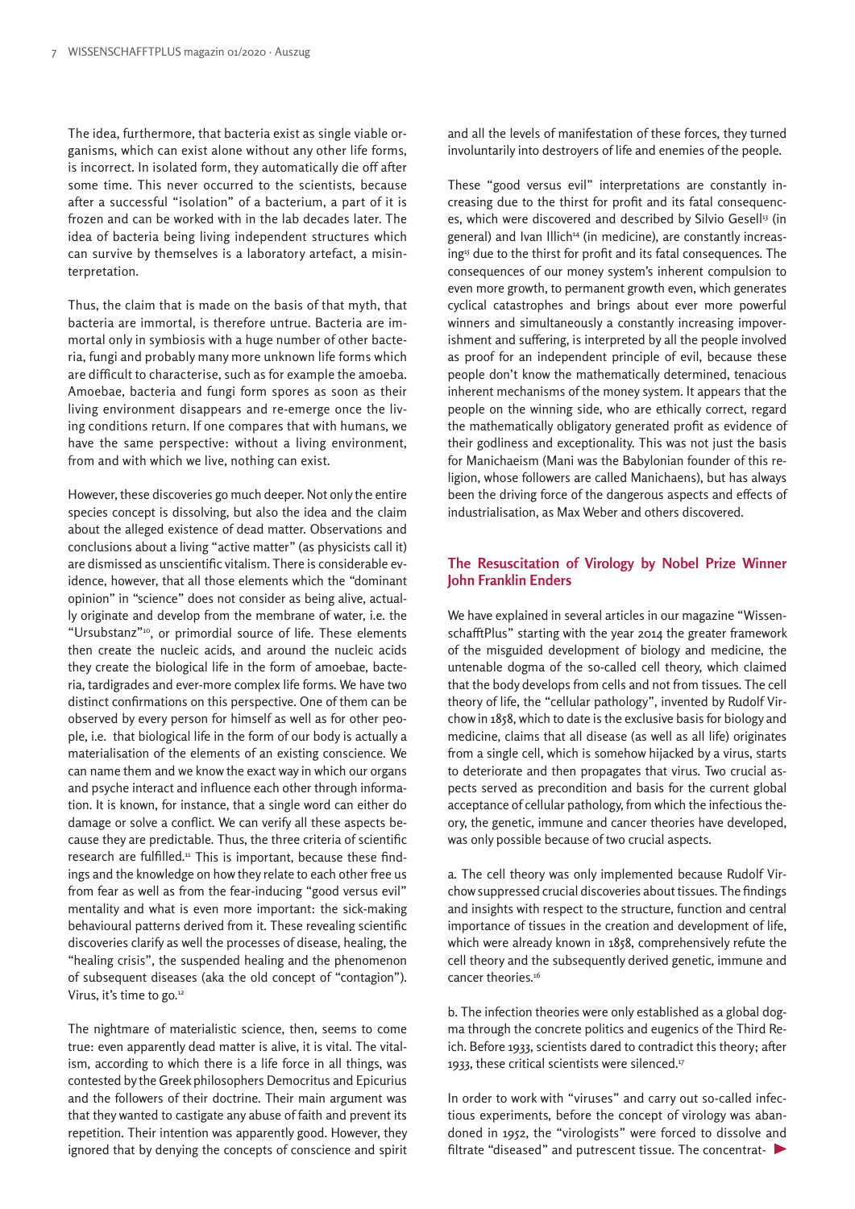The idea, furthermore, that bacteria exist as single viable organisms, which can exist alone without any other life forms, is incorrect. In isolated form, they automatically die off after some time. This never occurred to the scientists, because after a successful "isolation" of a bacterium, a part of it is frozen and can be worked with in the lab decades later. The idea of bacteria being living independent structures which can survive by themselves is a laboratory artefact, a misinterpretation.

Thus, the claim that is made on the basis of that myth, that bacteria are immortal, is therefore untrue. Bacteria are immortal only in symbiosis with a huge number of other bacteria, fungi and probably many more unknown life forms which are difficult to characterise, such as for example the amoeba. Amoebae, bacteria and fungi form spores as soon as their living environment disappears and re-emerge once the living conditions return. If one compares that with humans, we have the same perspective: without a living environment, from and with which we live, nothing can exist.

However, these discoveries go much deeper. Not only the entire species concept is dissolving, but also the idea and the claim about the alleged existence of dead matter. Observations and conclusions about a living "active matter" (as physicists call it) are dismissed as unscientific vitalism. There is considerable evidence, however, that all those elements which the "dominant opinion" in "science" does not consider as being alive, actually originate and develop from the membrane of water, i.e. the "Ursubstanz"[10], or primordial source of life. These elements then create the nucleic acids, and around the nucleic acids they create the biological life in the form of amoebae, bacteria, tardigrades and ever-more complex life forms. We have two distinct confirmations on this perspective. One of them can be observed by every person for himself as well as for other people, i.e. that biological life in the form of our body is actually a materialisation of the elements of an existing conscience. We can name them and we know the exact way in which our organs and psyche interact and influence each other through information. It is known, for instance, that a single word can either do damage or solve a conflict. We can verify all these aspects because they are predictable. Thus, the three criteria of scientific research are fulfilled.[11] This is important, because these findings and the knowledge on how they relate to each other free us from fear as well as from the fear-inducing "good versus evil" mentality and what is even more important: the sick-making behavioural patterns derived from it. These revealing scientific discoveries clarify as well the processes of disease, healing, the "healing crisis", the suspended healing and the phenomenon of subsequent diseases (aka the old concept of "contagion"). Virus, it's time to go.[12]

The nightmare of materialistic science, then, seems to come true: even apparently dead matter is alive, it is vital. The vitalism, according to which there is a life force in all things, was contested by the Greek philosophers Democritus and Epicurius and the followers of their doctrine. Their main argument was that they wanted to castigate any abuse of faith and prevent its repetition. Their intention was apparently good. However, they ignored that by denying the concepts of conscience and spirit and all the levels of manifestation of these forces, they turned involuntarily into destroyers of life and enemies of the people.

These "good versus evil" interpretations are constantly increasing due to the thirst for profit and its fatal consequences, which were discovered and described by Silvio Gesell[13] (in general) and Ivan Illich[14] (in medicine), are constantly increasing[15] due to the thirst for profit and its fatal consequences. The consequences of our money system's inherent compulsion to even more growth, to permanent growth even, which generates cyclical catastrophes and brings about ever more powerful winners and simultaneously a constantly increasing impoverishment and suffering, is interpreted by all the people involved as proof for an independent principle of evil, because these people don't know the mathematically determined, tenacious inherent mechanisms of the money system. It appears that the people on the winning side, who are ethically correct, regard the mathematically obligatory generated profit as evidence of their godliness and exceptionality. This was not just the basis for Manichaeism (Mani was the Babylonian founder of this religion, whose followers are called Manichaens), but has always been the driving force of the dangerous aspects and effects of industrialisation, as Max Weber and others discovered.

## The Resuscitation of Virology by Nobel Prize Winner John Franklin Enders

We have explained in several articles in our magazine "WissenschafftPlus" starting with the year 2014 the greater framework of the misguided development of biology and medicine, the untenable dogma of the so-called cell theory, which claimed that the body develops from cells and not from tissues. The cell theory of life, the "cellular pathology", invented by Rudolf Virchow in 1858, which to date is the exclusive basis for biology and medicine, claims that all disease (as well as all life) originates from a single cell, which is somehow hijacked by a virus, starts to deteriorate and then propagates that virus. Two crucial aspects served as precondition and basis for the current global acceptance of cellular pathology, from which the infectious theory, the genetic, immune and cancer theories have developed, was only possible because of two crucial aspects.

a. The cell theory was only implemented because Rudolf Virchow suppressed crucial discoveries about tissues. The findings and insights with respect to the structure, function and central importance of tissues in the creation and development of life, which were already known in 1858, comprehensively refute the cell theory and the subsequently derived genetic, immune and cancer theories.[16]

b. The infection theories were only established as a global dogma through the concrete politics and eugenics of the Third Reich. Before 1933, scientists dared to contradict this theory; after 1933, these critical scientists were silenced.[17]

In order to work with "viruses" and carry out so-called infectious experiments, before the concept of virology was abandoned in 1952, the "virologists" were forced to dissolve and filtrate "diseased" and putrescent tissue. The concentrat-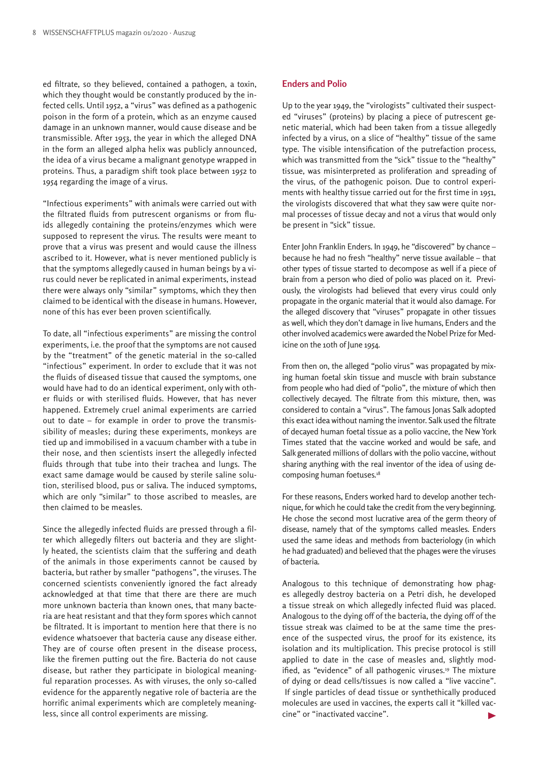ed filtrate, so they believed, contained a pathogen, a toxin, which they thought would be constantly produced by the infected cells. Until 1952, a "virus" was defined as a pathogenic poison in the form of a protein, which as an enzyme caused damage in an unknown manner, would cause disease and be transmissible. After 1953, the year in which the alleged DNA in the form an alleged alpha helix was publicly announced, the idea of a virus became a malignant genotype wrapped in proteins. Thus, a paradigm shift took place between 1952 to 1954 regarding the image of a virus.

"Infectious experiments" with animals were carried out with the filtrated fluids from putrescent organisms or from fluids allegedly containing the proteins/enzymes which were supposed to represent the virus. The results were meant to prove that a virus was present and would cause the illness ascribed to it. However, what is never mentioned publicly is that the symptoms allegedly caused in human beings by a virus could never be replicated in animal experiments, instead there were always only "similar" symptoms, which they then claimed to be identical with the disease in humans. However, none of this has ever been proven scientifically.

To date, all "infectious experiments" are missing the control experiments, i.e. the proof that the symptoms are not caused by the "treatment" of the genetic material in the so-called "infectious" experiment. In order to exclude that it was not the fluids of diseased tissue that caused the symptoms, one would have had to do an identical experiment, only with other fluids or with sterilised fluids. However, that has never happened. Extremely cruel animal experiments are carried out to date – for example in order to prove the transmissibility of measles; during these experiments, monkeys are tied up and immobilised in a vacuum chamber with a tube in their nose, and then scientists insert the allegedly infected fluids through that tube into their trachea and lungs. The exact same damage would be caused by sterile saline solution, sterilised blood, pus or saliva. The induced symptoms, which are only "similar" to those ascribed to measles, are then claimed to be measles.

Since the allegedly infected fluids are pressed through a filter which allegedly filters out bacteria and they are slightly heated, the scientists claim that the suffering and death of the animals in those experiments cannot be caused by bacteria, but rather by smaller "pathogens", the viruses. The concerned scientists conveniently ignored the fact already acknowledged at that time that there are there are much more unknown bacteria than known ones, that many bacteria are heat resistant and that they form spores which cannot be filtrated. It is important to mention here that there is no evidence whatsoever that bacteria cause any disease either. They are of course often present in the disease process, like the firemen putting out the fire. Bacteria do not cause disease, but rather they participate in biological meaningful reparation processes. As with viruses, the only so-called evidence for the apparently negative role of bacteria are the horrific animal experiments which are completely meaningless, since all control experiments are missing.

## Enders and Polio

Up to the year 1949, the "virologists" cultivated their suspected "viruses" (proteins) by placing a piece of putrescent genetic material, which had been taken from a tissue allegedly infected by a virus, on a slice of "healthy" tissue of the same type. The visible intensification of the putrefaction process, which was transmitted from the "sick" tissue to the "healthy" tissue, was misinterpreted as proliferation and spreading of the virus, of the pathogenic poison. Due to control experiments with healthy tissue carried out for the first time in 1951, the virologists discovered that what they saw were quite normal processes of tissue decay and not a virus that would only be present in "sick" tissue.

Enter John Franklin Enders. In 1949, he "discovered" by chance – because he had no fresh "healthy" nerve tissue available – that other types of tissue started to decompose as well if a piece of brain from a person who died of polio was placed on it. Previously, the virologists had believed that every virus could only propagate in the organic material that it would also damage. For the alleged discovery that "viruses" propagate in other tissues as well, which they don't damage in live humans, Enders and the other involved academics were awarded the Nobel Prize for Medicine on the 10th of June 1954.

From then on, the alleged "polio virus" was propagated by mixing human foetal skin tissue and muscle with brain substance from people who had died of "polio", the mixture of which then collectively decayed. The filtrate from this mixture, then, was considered to contain a "virus". The famous Jonas Salk adopted this exact idea without naming the inventor. Salk used the filtrate of decayed human foetal tissue as a polio vaccine, the New York Times stated that the vaccine worked and would be safe, and Salk generated millions of dollars with the polio vaccine, without sharing anything with the real inventor of the idea of using decomposing human foetuses.[18]

For these reasons, Enders worked hard to develop another technique, for which he could take the credit from the very beginning. He chose the second most lucrative area of the germ theory of disease, namely that of the symptoms called measles. Enders used the same ideas and methods from bacteriology (in which he had graduated) and believed that the phages were the viruses of bacteria.

Analogous to this technique of demonstrating how phages allegedly destroy bacteria on a Petri dish, he developed a tissue streak on which allegedly infected fluid was placed. Analogous to the dying off of the bacteria, the dying off of the tissue streak was claimed to be at the same time the presence of the suspected virus, the proof for its existence, its isolation and its multiplication. This precise protocol is still applied to date in the case of measles and, slightly modified, as "evidence" of all pathogenic viruses.[19] The mixture of dying or dead cells/tissues is now called a "live vaccine". If single particles of dead tissue or synthethically produced molecules are used in vaccines, the experts call it "killed vaccine" or "inactivated vaccine".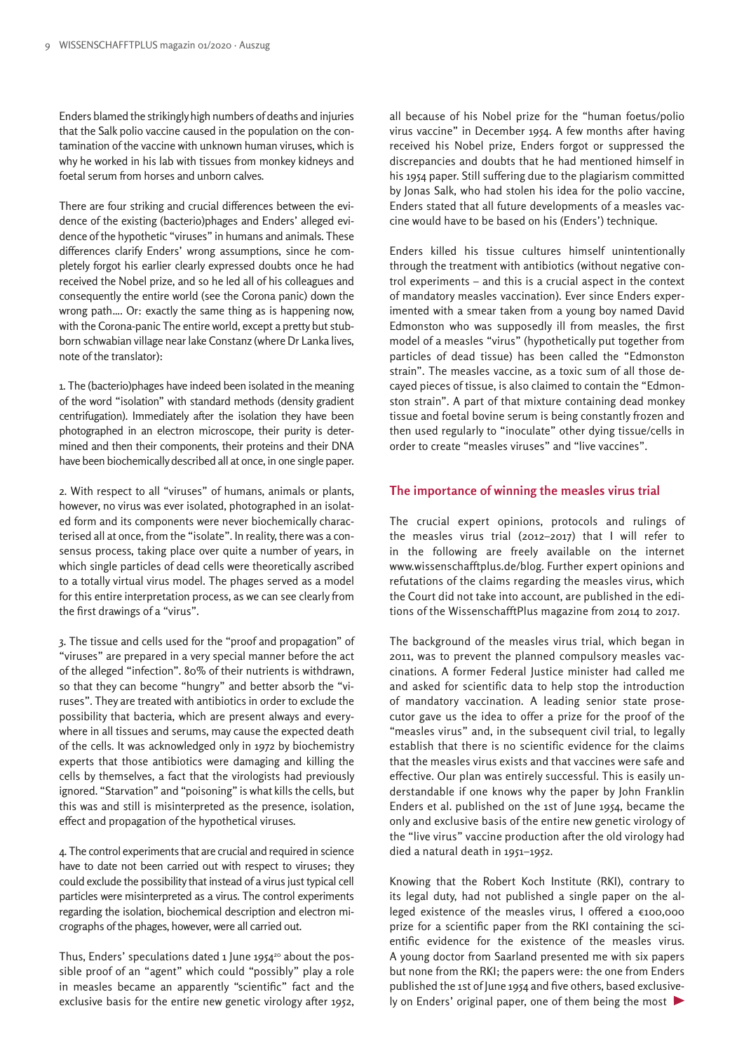Enders blamed the strikingly high numbers of deaths and injuries that the Salk polio vaccine caused in the population on the contamination of the vaccine with unknown human viruses, which is why he worked in his lab with tissues from monkey kidneys and foetal serum from horses and unborn calves.

There are four striking and crucial differences between the evidence of the existing (bacterio)phages and Enders' alleged evidence of the hypothetic "viruses" in humans and animals. These differences clarify Enders' wrong assumptions, since he completely forgot his earlier clearly expressed doubts once he had received the Nobel prize, and so he led all of his colleagues and consequently the entire world (see the Corona panic) down the wrong path.... Or: exactly the same thing as is happening now, with the Corona-panic The entire world, except a pretty but stubborn schwabian village near lake Constanz (where Dr Lanka lives, note of the translator):

1. The (bacterio)phages have indeed been isolated in the meaning of the word "isolation" with standard methods (density gradient centrifugation). Immediately after the isolation they have been photographed in an electron microscope, their purity is determined and then their components, their proteins and their DNA have been biochemically described all at once, in one single paper.

2. With respect to all "viruses" of humans, animals or plants, however, no virus was ever isolated, photographed in an isolated form and its components were never biochemically characterised all at once, from the "isolate". In reality, there was a consensus process, taking place over quite a number of years, in which single particles of dead cells were theoretically ascribed to a totally virtual virus model. The phages served as a model for this entire interpretation process, as we can see clearly from the first drawings of a "virus".

3. The tissue and cells used for the "proof and propagation" of "viruses" are prepared in a very special manner before the act of the alleged "infection". 80% of their nutrients is withdrawn, so that they can become "hungry" and better absorb the "viruses". They are treated with antibiotics in order to exclude the possibility that bacteria, which are present always and everywhere in all tissues and serums, may cause the expected death of the cells. It was acknowledged only in 1972 by biochemistry experts that those antibiotics were damaging and killing the cells by themselves, a fact that the virologists had previously ignored. "Starvation" and "poisoning" is what kills the cells, but this was and still is misinterpreted as the presence, isolation, effect and propagation of the hypothetical viruses.

4. The control experiments that are crucial and required in science have to date not been carried out with respect to viruses; they could exclude the possibility that instead of a virus just typical cell particles were misinterpreted as a virus. The control experiments regarding the isolation, biochemical description and electron micrographs of the phages, however, were all carried out.

Thus, Enders' speculations dated 1 June 1954[20] about the possible proof of an "agent" which could "possibly" play a role in measles became an apparently "scientific" fact and the exclusive basis for the entire new genetic virology after 1952, all because of his Nobel prize for the "human foetus/polio virus vaccine" in December 1954. A few months after having received his Nobel prize, Enders forgot or suppressed the discrepancies and doubts that he had mentioned himself in his 1954 paper. Still suffering due to the plagiarism committed by Jonas Salk, who had stolen his idea for the polio vaccine, Enders stated that all future developments of a measles vaccine would have to be based on his (Enders') technique.

Enders killed his tissue cultures himself unintentionally through the treatment with antibiotics (without negative control experiments – and this is a crucial aspect in the context of mandatory measles vaccination). Ever since Enders experimented with a smear taken from a young boy named David Edmonston who was supposedly ill from measles, the first model of a measles "virus" (hypothetically put together from particles of dead tissue) has been called the "Edmonston strain". The measles vaccine, as a toxic sum of all those decayed pieces of tissue, is also claimed to contain the "Edmonston strain". A part of that mixture containing dead monkey tissue and foetal bovine serum is being constantly frozen and then used regularly to "inoculate" other dying tissue/cells in order to create "measles viruses" and "live vaccines".

## The importance of winning the measles virus trial

The crucial expert opinions, protocols and rulings of the measles virus trial (2012–2017) that I will refer to in the following are freely available on the internet www.wissenschafftplus.de/blog. Further expert opinions and refutations of the claims regarding the measles virus, which the Court did not take into account, are published in the editions of the WissenschafftPlus magazine from 2014 to 2017.

The background of the measles virus trial, which began in 2011, was to prevent the planned compulsory measles vaccinations. A former Federal Justice minister had called me and asked for scientific data to help stop the introduction of mandatory vaccination. A leading senior state prosecutor gave us the idea to offer a prize for the proof of the "measles virus" and, in the subsequent civil trial, to legally establish that there is no scientific evidence for the claims that the measles virus exists and that vaccines were safe and effective. Our plan was entirely successful. This is easily understandable if one knows why the paper by John Franklin Enders et al. published on the 1st of June 1954, became the only and exclusive basis of the entire new genetic virology of the "live virus" vaccine production after the old virology had died a natural death in 1951–1952.

Knowing that the Robert Koch Institute (RKI), contrary to its legal duty, had not published a single paper on the alleged existence of the measles virus, I offered a €100,000 prize for a scientific paper from the RKI containing the scientific evidence for the existence of the measles virus. A young doctor from Saarland presented me with six papers but none from the RKI; the papers were: the one from Enders published the 1st of June 1954 and five others, based exclusively on Enders' original paper, one of them being the most ►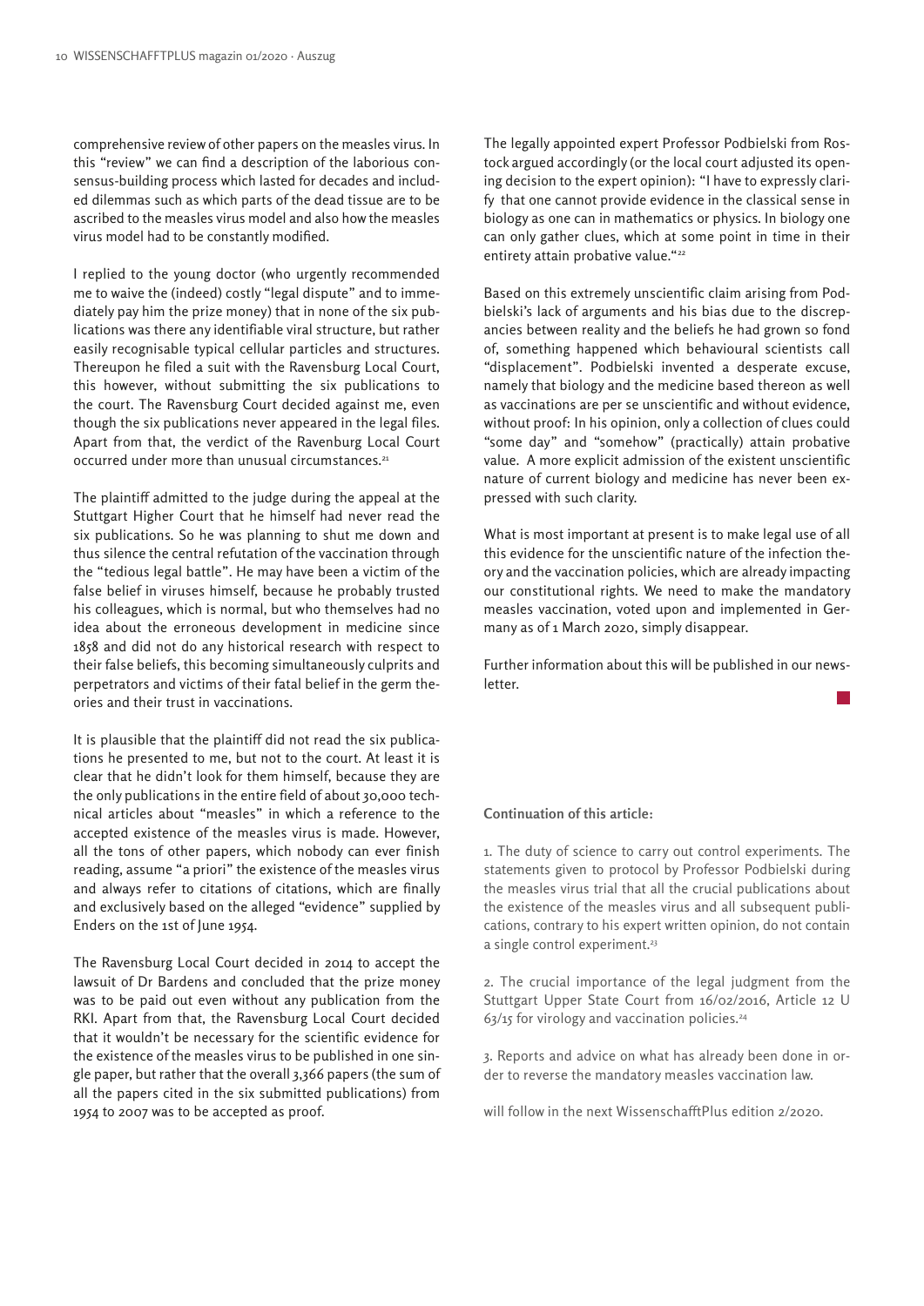comprehensive review of other papers on the measles virus. In this "review" we can find a description of the laborious consensus-building process which lasted for decades and included dilemmas such as which parts of the dead tissue are to be ascribed to the measles virus model and also how the measles virus model had to be constantly modified.

I replied to the young doctor (who urgently recommended me to waive the (indeed) costly "legal dispute" and to immediately pay him the prize money) that in none of the six publications was there any identifiable viral structure, but rather easily recognisable typical cellular particles and structures. Thereupon he filed a suit with the Ravensburg Local Court, this however, without submitting the six publications to the court. The Ravensburg Court decided against me, even though the six publications never appeared in the legal files. Apart from that, the verdict of the Ravenburg Local Court occurred under more than unusual circumstances.[21]

The plaintiff admitted to the judge during the appeal at the Stuttgart Higher Court that he himself had never read the six publications. So he was planning to shut me down and thus silence the central refutation of the vaccination through the "tedious legal battle". He may have been a victim of the false belief in viruses himself, because he probably trusted his colleagues, which is normal, but who themselves had no idea about the erroneous development in medicine since 1858 and did not do any historical research with respect to their false beliefs, this becoming simultaneously culprits and perpetrators and victims of their fatal belief in the germ theories and their trust in vaccinations.

It is plausible that the plaintiff did not read the six publications he presented to me, but not to the court. At least it is clear that he didn't look for them himself, because they are the only publications in the entire field of about 30,000 technical articles about "measles" in which a reference to the accepted existence of the measles virus is made. However, all the tons of other papers, which nobody can ever finish reading, assume "a priori" the existence of the measles virus and always refer to citations of citations, which are finally and exclusively based on the alleged "evidence" supplied by Enders on the 1st of June 1954.

The Ravensburg Local Court decided in 2014 to accept the lawsuit of Dr Bardens and concluded that the prize money was to be paid out even without any publication from the RKI. Apart from that, the Ravensburg Local Court decided that it wouldn't be necessary for the scientific evidence for the existence of the measles virus to be published in one single paper, but rather that the overall 3,366 papers (the sum of all the papers cited in the six submitted publications) from 1954 to 2007 was to be accepted as proof.

The legally appointed expert Professor Podbielski from Rostock argued accordingly (or the local court adjusted its opening decision to the expert opinion): "I have to expressly clarify that one cannot provide evidence in the classical sense in biology as one can in mathematics or physics. In biology one can only gather clues, which at some point in time in their entirety attain probative value."[22]

Based on this extremely unscientific claim arising from Podbielski's lack of arguments and his bias due to the discrepancies between reality and the beliefs he had grown so fond of, something happened which behavioural scientists call "displacement". Podbielski invented a desperate excuse, namely that biology and the medicine based thereon as well as vaccinations are per se unscientific and without evidence, without proof: In his opinion, only a collection of clues could "some day" and "somehow" (practically) attain probative value. A more explicit admission of the existent unscientific nature of current biology and medicine has never been expressed with such clarity.

What is most important at present is to make legal use of all this evidence for the unscientific nature of the infection theory and the vaccination policies, which are already impacting our constitutional rights. We need to make the mandatory measles vaccination, voted upon and implemented in Germany as of 1 March 2020, simply disappear.

Further information about this will be published in our newsletter.

**Continuation of this article:**

1. The duty of science to carry out control experiments. The statements given to protocol by Professor Podbielski during the measles virus trial that all the crucial publications about the existence of the measles virus and all subsequent publications, contrary to his expert written opinion, do not contain a single control experiment.[23]

2. The crucial importance of the legal judgment from the Stuttgart Upper State Court from 16/02/2016, Article 12 U 63/15 for virology and vaccination policies.[24]

3. Reports and advice on what has already been done in order to reverse the mandatory measles vaccination law.

will follow in the next WissenschafftPlus edition 2/2020.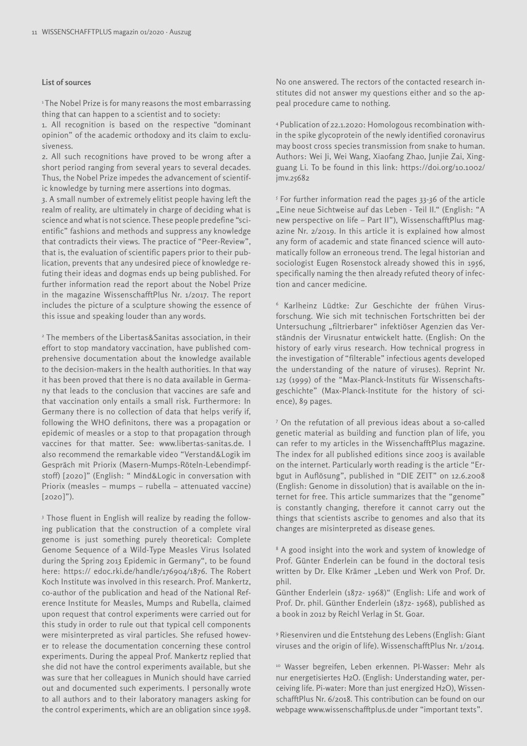**List of sources**

[1] The Nobel Prize is for many reasons the most embarrassing thing that can happen to a scientist and to society:

1. All recognition is based on the respective "dominant opinion" of the academic orthodoxy and its claim to exclusiveness.
2. All such recognitions have proved to be wrong after a short period ranging from several years to several decades. Thus, the Nobel Prize impedes the advancement of scientific knowledge by turning mere assertions into dogmas.
3. A small number of extremely elitist people having left the realm of reality, are ultimately in charge of deciding what is science and what is not science. These people predefine "scientific" fashions and methods and suppress any knowledge that contradicts their views. The practice of "Peer-Review", that is, the evaluation of scientific papers prior to their publication, prevents that any undesired piece of knowledge refuting their ideas and dogmas ends up being published. For further information read the report about the Nobel Prize in the magazine WissenschafftPlus Nr. 1/2017. The report includes the picture of a sculpture showing the essence of this issue and speaking louder than any words.

[2] The members of the Libertas&Sanitas association, in their effort to stop mandatory vaccination, have published comprehensive documentation about the knowledge available to the decision-makers in the health authorities. In that way it has been proved that there is no data available in Germany that leads to the conclusion that vaccines are safe and that vaccination only entails a small risk. Furthermore: In Germany there is no collection of data that helps verify if, following the WHO definitons, there was a propagation or epidemic of measles or a stop to that propagation through vaccines for that matter. See: www.libertas-sanitas.de. I also recommend the remarkable video "Verstand&Logik im Gespräch mit Priorix (Masern-Mumps-Röteln-Lebendimpfstoff) [2020]" (English: " Mind&Logic in conversation with Priorix (measles – mumps – rubella – attenuated vaccine) [2020]").

[3] Those fluent in English will realize by reading the following publication that the construction of a complete viral genome is just something purely theoretical: Complete Genome Sequence of a Wild-Type Measles Virus Isolated during the Spring 2013 Epidemic in Germany", to be found here: https:// edoc.rki.de/handle/176904/1876. The Robert Koch Institute was involved in this research. Prof. Mankertz, co-author of the publication and head of the National Reference Institute for Measles, Mumps and Rubella, claimed upon request that control experiments were carried out for this study in order to rule out that typical cell components were misinterpreted as viral particles. She refused however to release the documentation concerning these control experiments. During the appeal Prof. Mankertz replied that she did not have the control experiments available, but she was sure that her colleagues in Munich should have carried out and documented such experiments. I personally wrote to all authors and to their laboratory managers asking for the control experiments, which are an obligation since 1998. No one answered. The rectors of the contacted research institutes did not answer my questions either and so the appeal procedure came to nothing.

[4] Publication of 22.1.2020: Homologous recombination within the spike glycoprotein of the newly identified coronavirus may boost cross species transmission from snake to human. Authors: Wei Ji, Wei Wang, Xiaofang Zhao, Junjie Zai, Xingguang Li. To be found in this link: https://doi.org/10.1002/jmv.25682

[5] For further information read the pages 33-36 of the article „Eine neue Sichtweise auf das Leben - Teil II." (English: "A new perspective on life – Part II"), WissenschafftPlus magazine Nr. 2/2019. In this article it is explained how almost any form of academic and state financed science will automatically follow an erroneous trend. The legal historian and sociologist Eugen Rosenstock already showed this in 1956, specifically naming the then already refuted theory of infection and cancer medicine.

[6] Karlheinz Lüdtke: Zur Geschichte der frühen Virusforschung. Wie sich mit technischen Fortschritten bei der Untersuchung „filtrierbarer" infektiöser Agenzien das Verständnis der Virusnatur entwickelt hatte. (English: On the history of early virus research. How technical progress in the investigation of "filterable" infectious agents developed the understanding of the nature of viruses). Reprint Nr. 125 (1999) of the "Max-Planck-Instituts für Wissenschaftsgeschichte" (Max-Planck-Institute for the history of science), 89 pages.

[7] On the refutation of all previous ideas about a so-called genetic material as building and function plan of life, you can refer to my articles in the WissenchafftPlus magazine. The index for all published editions since 2003 is available on the internet. Particularly worth reading is the article "Erbgut in Auflösung", published in "DIE ZEIT" on 12.6.2008 (English: Genome in dissolution) that is available on the internet for free. This article summarizes that the "genome" is constantly changing, therefore it cannot carry out the things that scientists ascribe to genomes and also that its changes are misinterpreted as disease genes.

[8] A good insight into the work and system of knowledge of Prof. Günter Enderlein can be found in the doctoral tesis written by Dr. Elke Krämer „Leben und Werk von Prof. Dr. phil.
Günther Enderlein (1872- 1968)" (English: Life and work of Prof. Dr. phil. Günther Enderlein (1872- 1968), published as a book in 2012 by Reichl Verlag in St. Goar.

[9] Riesenviren und die Entstehung des Lebens (English: Giant viruses and the origin of life). WissenschafftPlus Nr. 1/2014.

[10] Wasser begreifen, Leben erkennen. PI-Wasser: Mehr als nur energetisiertes H2O. (English: Understanding water, perceiving life. Pi-water: More than just energized H2O), WissenschafftPlus Nr. 6/2018. This contribution can be found on our webpage www.wissenschafftplus.de under "important texts".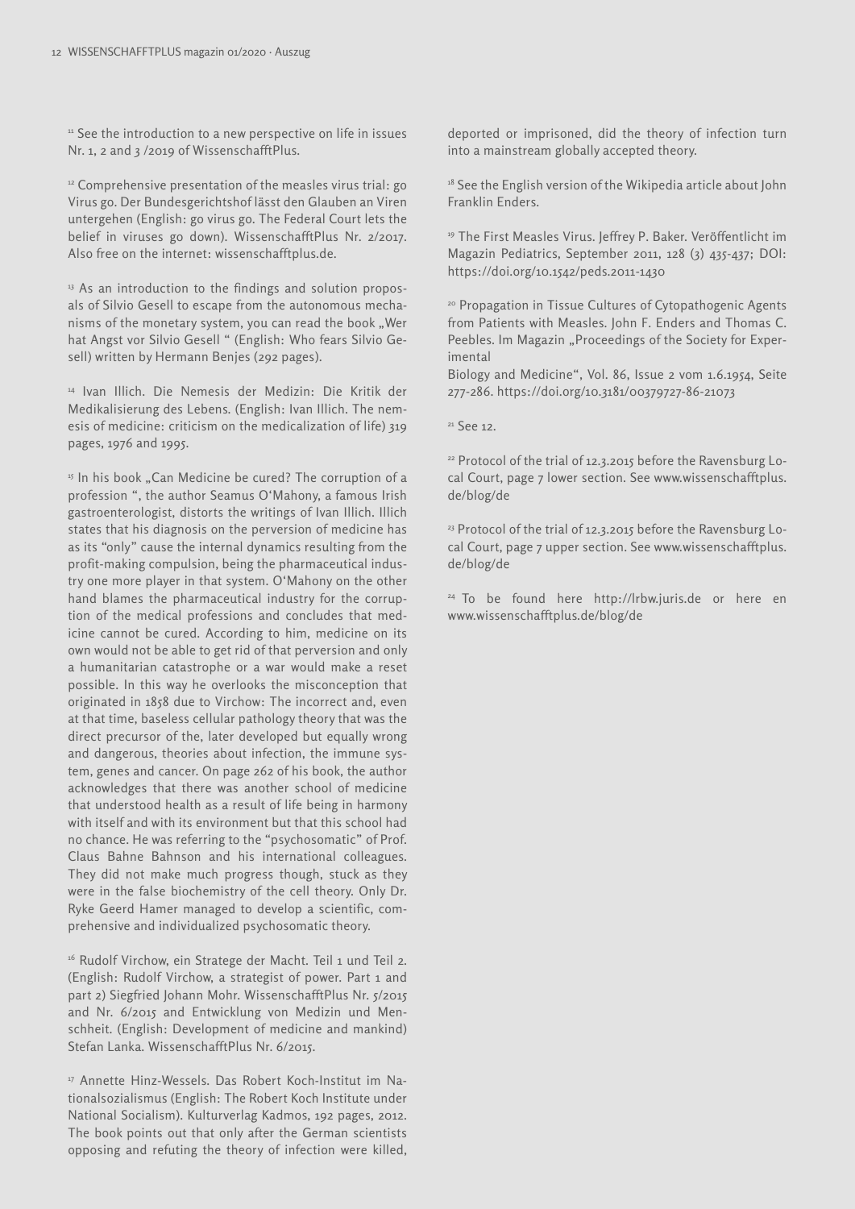[11] See the introduction to a new perspective on life in issues Nr. 1, 2 and 3 /2019 of WissenschafftPlus.

[12] Comprehensive presentation of the measles virus trial: go Virus go. Der Bundesgerichtshof lässt den Glauben an Viren untergehen (English: go virus go. The Federal Court lets the belief in viruses go down). WissenschafftPlus Nr. 2/2017. Also free on the internet: wissenschafftplus.de.

[13] As an introduction to the findings and solution proposals of Silvio Gesell to escape from the autonomous mechanisms of the monetary system, you can read the book „Wer hat Angst vor Silvio Gesell " (English: Who fears Silvio Gesell) written by Hermann Benjes (292 pages).

[14] Ivan Illich. Die Nemesis der Medizin: Die Kritik der Medikalisierung des Lebens. (English: Ivan Illich. The nemesis of medicine: criticism on the medicalization of life) 319 pages, 1976 and 1995.

[15] In his book „Can Medicine be cured? The corruption of a profession ", the author Seamus O'Mahony, a famous Irish gastroenterologist, distorts the writings of Ivan Illich. Illich states that his diagnosis on the perversion of medicine has as its "only" cause the internal dynamics resulting from the profit-making compulsion, being the pharmaceutical industry one more player in that system. O'Mahony on the other hand blames the pharmaceutical industry for the corruption of the medical professions and concludes that medicine cannot be cured. According to him, medicine on its own would not be able to get rid of that perversion and only a humanitarian catastrophe or a war would make a reset possible. In this way he overlooks the misconception that originated in 1858 due to Virchow: The incorrect and, even at that time, baseless cellular pathology theory that was the direct precursor of the, later developed but equally wrong and dangerous, theories about infection, the immune system, genes and cancer. On page 262 of his book, the author acknowledges that there was another school of medicine that understood health as a result of life being in harmony with itself and with its environment but that this school had no chance. He was referring to the "psychosomatic" of Prof. Claus Bahne Bahnson and his international colleagues. They did not make much progress though, stuck as they were in the false biochemistry of the cell theory. Only Dr. Ryke Geerd Hamer managed to develop a scientific, comprehensive and individualized psychosomatic theory.

[16] Rudolf Virchow, ein Stratege der Macht. Teil 1 und Teil 2. (English: Rudolf Virchow, a strategist of power. Part 1 and part 2) Siegfried Johann Mohr. WissenschafftPlus Nr. 5/2015 and Nr. 6/2015 and Entwicklung von Medizin und Menschheit. (English: Development of medicine and mankind) Stefan Lanka. WissenschafftPlus Nr. 6/2015.

[17] Annette Hinz-Wessels. Das Robert Koch-Institut im Nationalsozialismus (English: The Robert Koch Institute under National Socialism). Kulturverlag Kadmos, 192 pages, 2012. The book points out that only after the German scientists opposing and refuting the theory of infection were killed, deported or imprisoned, did the theory of infection turn into a mainstream globally accepted theory.

[18] See the English version of the Wikipedia article about John Franklin Enders.

[19] The First Measles Virus. Jeffrey P. Baker. Veröffentlicht im Magazin Pediatrics, September 2011, 128 (3) 435-437; DOI: https://doi.org/10.1542/peds.2011-1430

[20] Propagation in Tissue Cultures of Cytopathogenic Agents from Patients with Measles. John F. Enders and Thomas C. Peebles. Im Magazin „Proceedings of the Society for Experimental
Biology and Medicine", Vol. 86, Issue 2 vom 1.6.1954, Seite 277-286. https://doi.org/10.3181/00379727-86-21073

[21] See 12.

[22] Protocol of the trial of 12.3.2015 before the Ravensburg Local Court, page 7 lower section. See www.wissenschafftplus.de/blog/de

[23] Protocol of the trial of 12.3.2015 before the Ravensburg Local Court, page 7 upper section. See www.wissenschafftplus.de/blog/de

[24] To be found here http://lrbw.juris.de or here en www.wissenschafftplus.de/blog/de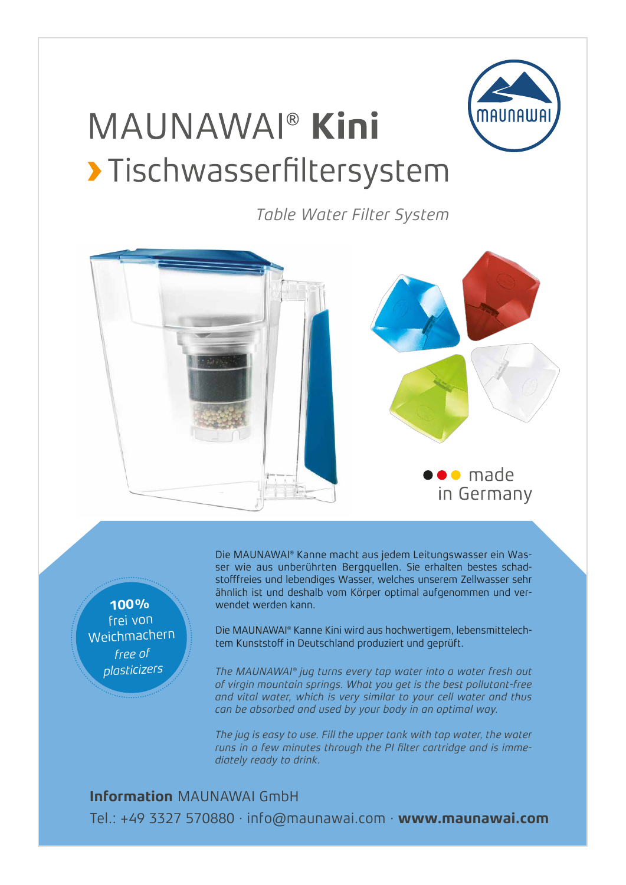# MAUNAWAI® **Kini**

## › Tischwasserfiltersystem

*Table Water Filter System*

made in Germany

**100%** frei von Weichmachern

*free of plasticizers*

Die MAUNAWAI® Kanne macht aus jedem Leitungswasser ein Wasser wie aus unberührten Bergquellen. Sie erhalten bestes schadstofffreies und lebendiges Wasser, welches unserem Zellwasser sehr ähnlich ist und deshalb vom Körper optimal aufgenommen und verwendet werden kann.

Die MAUNAWAI® Kanne Kini wird aus hochwertigem, lebensmittelechtem Kunststoff in Deutschland produziert und geprüft.

*The MAUNAWAI® jug turns every tap water into a water fresh out of virgin mountain springs. What you get is the best pollutant-free and vital water, which is very similar to your cell water and thus can be absorbed and used by your body in an optimal way.*

*The jug is easy to use. Fill the upper tank with tap water, the water runs in a few minutes through the PI filter cartridge and is immediately ready to drink.*

**Information** MAUNAWAI GmbH

Tel.: +49 3327 570880 · info@maunawai.com · **www.maunawai.com**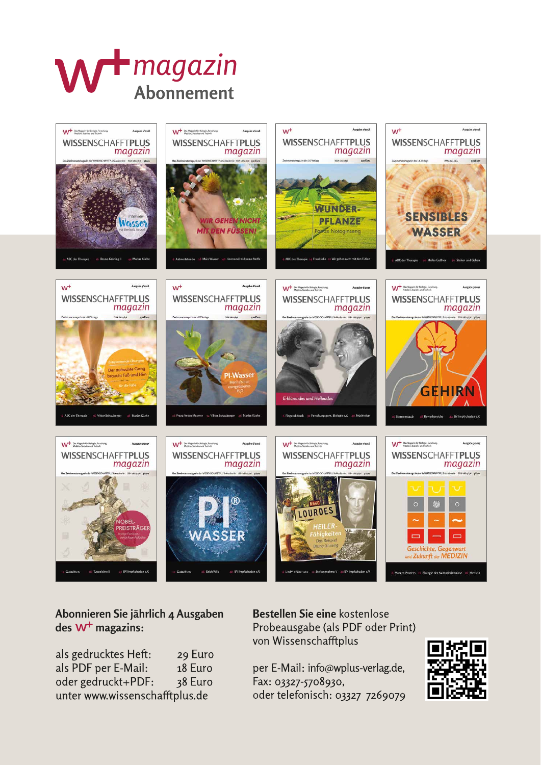# w+ magazin Abonnement

**Abonnieren Sie jährlich 4 Ausgaben des w+ magazins:**

als gedrucktes Heft: 29 Euro
als PDF per E-Mail: 18 Euro
oder gedruckt+PDF: 38 Euro
unter www.wissenschafftplus.de

**Bestellen Sie eine** kostenlose Probeausgabe (als PDF oder Print) von Wissenschafftplus

per E-Mail: info@wplus-verlag.de,
Fax: 03327-5708930,
oder telefonisch: 03327 7269079